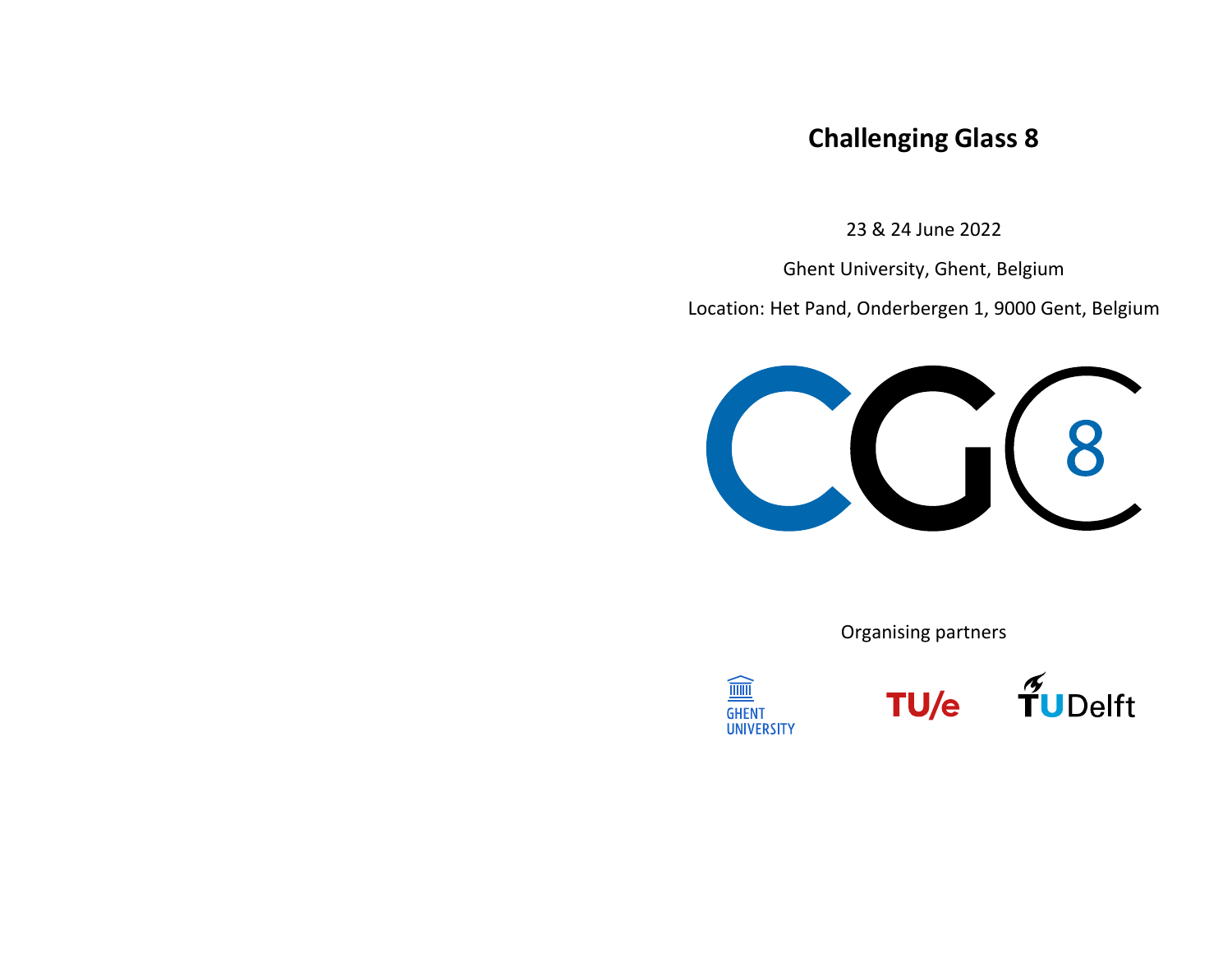# Challenging Glass 8

23 & 24 June 2022

Ghent University, Ghent, Belgium

Location: Het Pand, Onderbergen 1, 9000 Gent, Belgium

Organising partners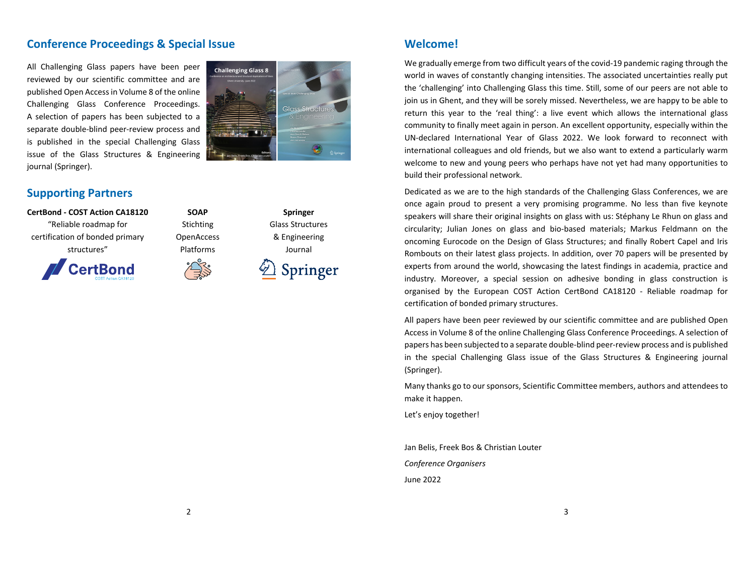## Conference Proceedings & Special Issue

All Challenging Glass papers have been peer reviewed by our scientific committee and are published Open Access in Volume 8 of the online Challenging Glass Conference Proceedings. A selection of papers has been subjected to a separate double-blind peer-review process and is published in the special Challenging Glass issue of the Glass Structures & Engineering journal (Springer).

## Supporting Partners

**CertBond - COST Action CA18120**
"Reliable roadmap for certification of bonded primary structures"

**SOAP**
Stichting OpenAccess Platforms

**Springer**
Glass Structures & Engineering Journal

## Welcome!

We gradually emerge from two difficult years of the covid-19 pandemic raging through the world in waves of constantly changing intensities. The associated uncertainties really put the 'challenging' into Challenging Glass this time. Still, some of our peers are not able to join us in Ghent, and they will be sorely missed. Nevertheless, we are happy to be able to return this year to the 'real thing': a live event which allows the international glass community to finally meet again in person. An excellent opportunity, especially within the UN-declared International Year of Glass 2022. We look forward to reconnect with international colleagues and old friends, but we also want to extend a particularly warm welcome to new and young peers who perhaps have not yet had many opportunities to build their professional network.

Dedicated as we are to the high standards of the Challenging Glass Conferences, we are once again proud to present a very promising programme. No less than five keynote speakers will share their original insights on glass with us: Stéphany Le Rhun on glass and circularity; Julian Jones on glass and bio-based materials; Markus Feldmann on the oncoming Eurocode on the Design of Glass Structures; and finally Robert Capel and Iris Rombouts on their latest glass projects. In addition, over 70 papers will be presented by experts from around the world, showcasing the latest findings in academia, practice and industry. Moreover, a special session on adhesive bonding in glass construction is organised by the European COST Action CertBond CA18120 - Reliable roadmap for certification of bonded primary structures.

All papers have been peer reviewed by our scientific committee and are published Open Access in Volume 8 of the online Challenging Glass Conference Proceedings. A selection of papers has been subjected to a separate double-blind peer-review process and is published in the special Challenging Glass issue of the Glass Structures & Engineering journal (Springer).

Many thanks go to our sponsors, Scientific Committee members, authors and attendees to make it happen.

Let's enjoy together!

Jan Belis, Freek Bos & Christian Louter

*Conference Organisers*

June 2022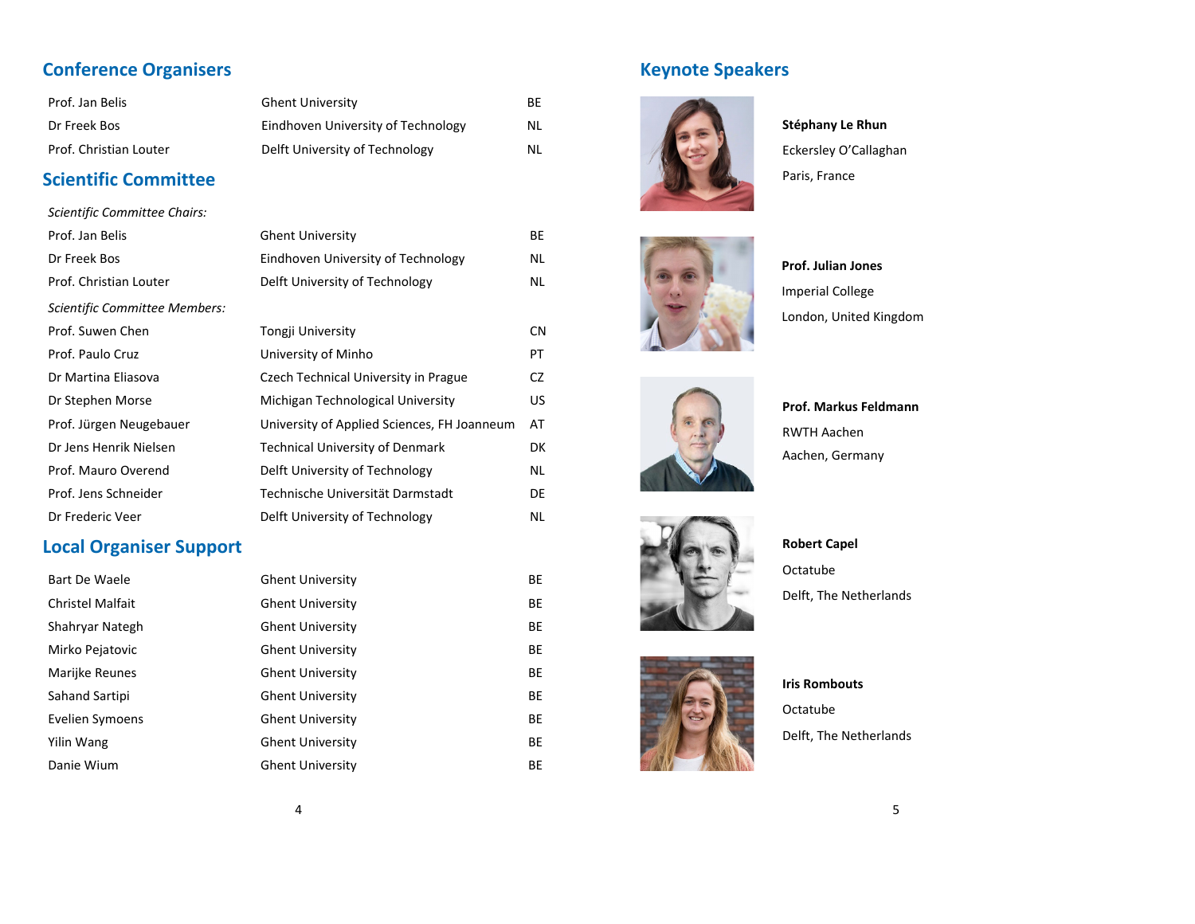## Conference Organisers

| | | |
|---|---|---|
| Prof. Jan Belis | Ghent University | BE |
| Dr Freek Bos | Eindhoven University of Technology | NL |
| Prof. Christian Louter | Delft University of Technology | NL |

## Scientific Committee

*Scientific Committee Chairs:*

| | | |
|---|---|---|
| Prof. Jan Belis | Ghent University | BE |
| Dr Freek Bos | Eindhoven University of Technology | NL |
| Prof. Christian Louter | Delft University of Technology | NL |

*Scientific Committee Members:*

| | | |
|---|---|---|
| Prof. Suwen Chen | Tongji University | CN |
| Prof. Paulo Cruz | University of Minho | PT |
| Dr Martina Eliasova | Czech Technical University in Prague | CZ |
| Dr Stephen Morse | Michigan Technological University | US |
| Prof. Jürgen Neugebauer | University of Applied Sciences, FH Joanneum | AT |
| Dr Jens Henrik Nielsen | Technical University of Denmark | DK |
| Prof. Mauro Overend | Delft University of Technology | NL |
| Prof. Jens Schneider | Technische Universität Darmstadt | DE |
| Dr Frederic Veer | Delft University of Technology | NL |

## Local Organiser Support

| | | |
|---|---|---|
| Bart De Waele | Ghent University | BE |
| Christel Malfait | Ghent University | BE |
| Shahryar Nategh | Ghent University | BE |
| Mirko Pejatovic | Ghent University | BE |
| Marijke Reunes | Ghent University | BE |
| Sahand Sartipi | Ghent University | BE |
| Evelien Symoens | Ghent University | BE |
| Yilin Wang | Ghent University | BE |
| Danie Wium | Ghent University | BE |

## Keynote Speakers

**Stéphany Le Rhun**
Eckersley O'Callaghan
Paris, France

**Prof. Julian Jones**
Imperial College
London, United Kingdom

**Prof. Markus Feldmann**
RWTH Aachen
Aachen, Germany

**Robert Capel**
Octatube
Delft, The Netherlands

**Iris Rombouts**
Octatube
Delft, The Netherlands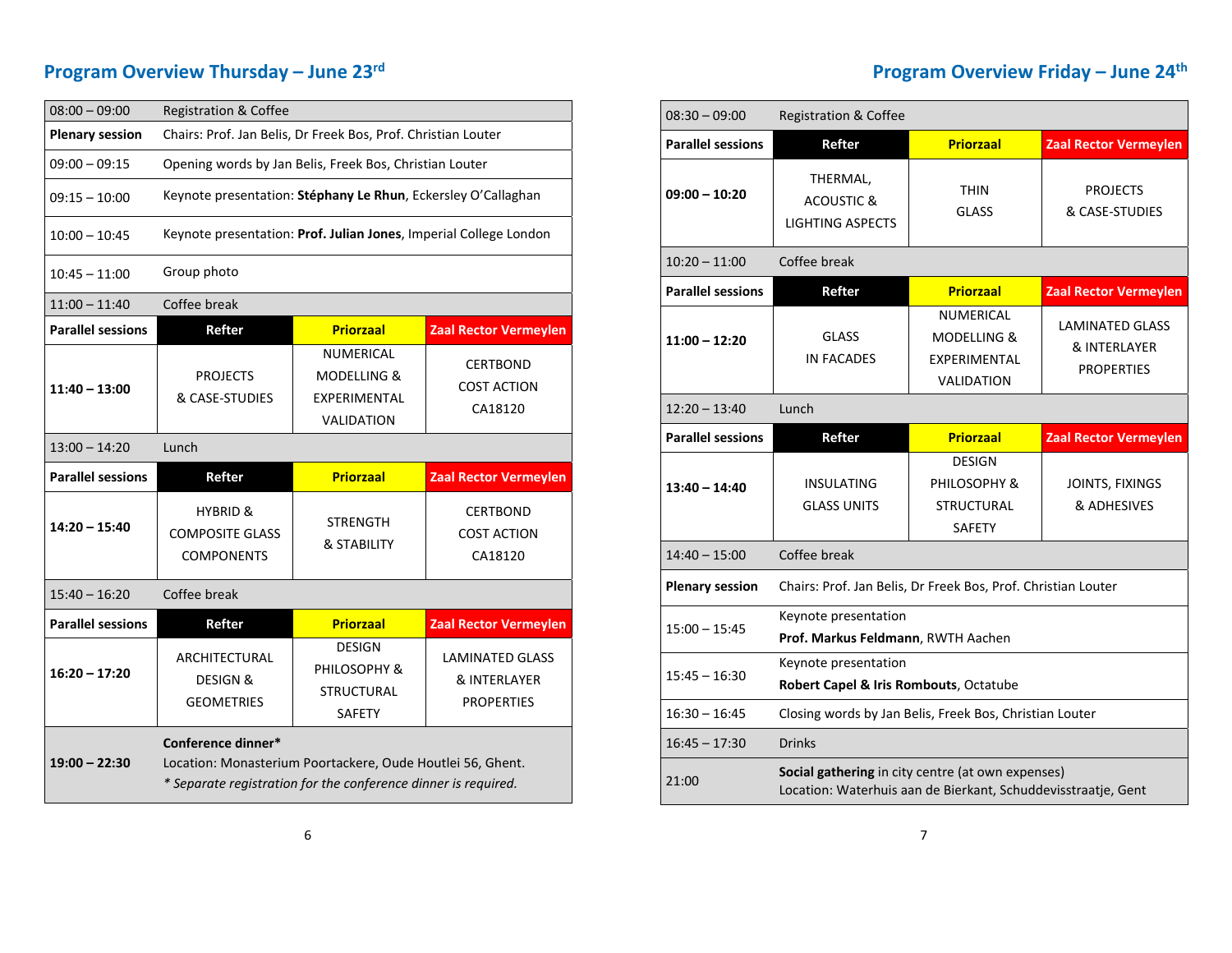## Program Overview Thursday – June 23rd

| | | | |
|---|---|---|---|
| 08:00 – 09:00 | Registration & Coffee | | |
| **Plenary session** | Chairs: Prof. Jan Belis, Dr Freek Bos, Prof. Christian Louter | | |
| 09:00 – 09:15 | Opening words by Jan Belis, Freek Bos, Christian Louter | | |
| 09:15 – 10:00 | Keynote presentation: **Stéphany Le Rhun**, Eckersley O'Callaghan | | |
| 10:00 – 10:45 | Keynote presentation: **Prof. Julian Jones**, Imperial College London | | |
| 10:45 – 11:00 | Group photo | | |
| 11:00 – 11:40 | Coffee break | | |
| **Parallel sessions** | **Refter** | **Priorzaal** | **Zaal Rector Vermeylen** |
| **11:40 – 13:00** | PROJECTS & CASE-STUDIES | NUMERICAL MODELLING & EXPERIMENTAL VALIDATION | CERTBOND COST ACTION CA18120 |
| 13:00 – 14:20 | Lunch | | |
| **Parallel sessions** | **Refter** | **Priorzaal** | **Zaal Rector Vermeylen** |
| **14:20 – 15:40** | HYBRID & COMPOSITE GLASS COMPONENTS | STRENGTH & STABILITY | CERTBOND COST ACTION CA18120 |
| 15:40 – 16:20 | Coffee break | | |
| **Parallel sessions** | **Refter** | **Priorzaal** | **Zaal Rector Vermeylen** |
| **16:20 – 17:20** | ARCHITECTURAL DESIGN & GEOMETRIES | DESIGN PHILOSOPHY & STRUCTURAL SAFETY | LAMINATED GLASS & INTERLAYER PROPERTIES |
| **19:00 – 22:30** | **Conference dinner*** Location: Monasterium Poortackere, Oude Houtlei 56, Ghent. *\* Separate registration for the conference dinner is required.* | | |

## Program Overview Friday – June 24th

| | | | |
|---|---|---|---|
| 08:30 – 09:00 | Registration & Coffee | | |
| **Parallel sessions** | **Refter** | **Priorzaal** | **Zaal Rector Vermeylen** |
| **09:00 – 10:20** | THERMAL, ACOUSTIC & LIGHTING ASPECTS | THIN GLASS | PROJECTS & CASE-STUDIES |
| 10:20 – 11:00 | Coffee break | | |
| **Parallel sessions** | **Refter** | **Priorzaal** | **Zaal Rector Vermeylen** |
| **11:00 – 12:20** | GLASS IN FACADES | NUMERICAL MODELLING & EXPERIMENTAL VALIDATION | LAMINATED GLASS & INTERLAYER PROPERTIES |
| 12:20 – 13:40 | Lunch | | |
| **Parallel sessions** | **Refter** | **Priorzaal** | **Zaal Rector Vermeylen** |
| **13:40 – 14:40** | INSULATING GLASS UNITS | DESIGN PHILOSOPHY & STRUCTURAL SAFETY | JOINTS, FIXINGS & ADHESIVES |
| 14:40 – 15:00 | Coffee break | | |
| **Plenary session** | Chairs: Prof. Jan Belis, Dr Freek Bos, Prof. Christian Louter | | |
| 15:00 – 15:45 | Keynote presentation **Prof. Markus Feldmann**, RWTH Aachen | | |
| 15:45 – 16:30 | Keynote presentation **Robert Capel & Iris Rombouts**, Octatube | | |
| 16:30 – 16:45 | Closing words by Jan Belis, Freek Bos, Christian Louter | | |
| 16:45 – 17:30 | Drinks | | |
| 21:00 | **Social gathering** in city centre (at own expenses) Location: Waterhuis aan de Bierkant, Schuddevisstraatje, Gent | | |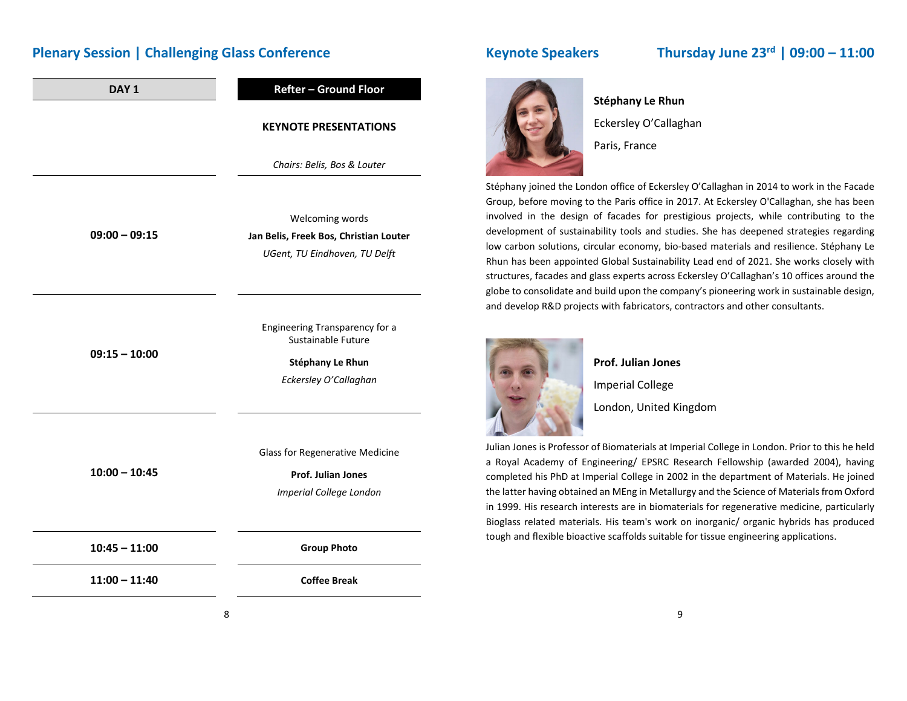## Plenary Session | Challenging Glass Conference

| DAY 1 | Refter – Ground Floor |
|---|---|
| | **KEYNOTE PRESENTATIONS**<br>*Chairs: Belis, Bos & Louter* |
| **09:00 – 09:15** | Welcoming words<br>**Jan Belis, Freek Bos, Christian Louter**<br>*UGent, TU Eindhoven, TU Delft* |
| **09:15 – 10:00** | Engineering Transparency for a Sustainable Future<br>**Stéphany Le Rhun**<br>*Eckersley O'Callaghan* |
| **10:00 – 10:45** | Glass for Regenerative Medicine<br>**Prof. Julian Jones**<br>*Imperial College London* |
| **10:45 – 11:00** | **Group Photo** |
| **11:00 – 11:40** | **Coffee Break** |

## Keynote Speakers — Thursday June 23rd | 09:00 – 11:00

**Stéphany Le Rhun**

Eckersley O'Callaghan

Paris, France

Stéphany joined the London office of Eckersley O'Callaghan in 2014 to work in the Facade Group, before moving to the Paris office in 2017. At Eckersley O'Callaghan, she has been involved in the design of facades for prestigious projects, while contributing to the development of sustainability tools and studies. She has deepened strategies regarding low carbon solutions, circular economy, bio-based materials and resilience. Stéphany Le Rhun has been appointed Global Sustainability Lead end of 2021. She works closely with structures, facades and glass experts across Eckersley O'Callaghan's 10 offices around the globe to consolidate and build upon the company's pioneering work in sustainable design, and develop R&D projects with fabricators, contractors and other consultants.

**Prof. Julian Jones**

Imperial College

London, United Kingdom

Julian Jones is Professor of Biomaterials at Imperial College in London. Prior to this he held a Royal Academy of Engineering/ EPSRC Research Fellowship (awarded 2004), having completed his PhD at Imperial College in 2002 in the department of Materials. He joined the latter having obtained an MEng in Metallurgy and the Science of Materials from Oxford in 1999. His research interests are in biomaterials for regenerative medicine, particularly Bioglass related materials. His team's work on inorganic/ organic hybrids has produced tough and flexible bioactive scaffolds suitable for tissue engineering applications.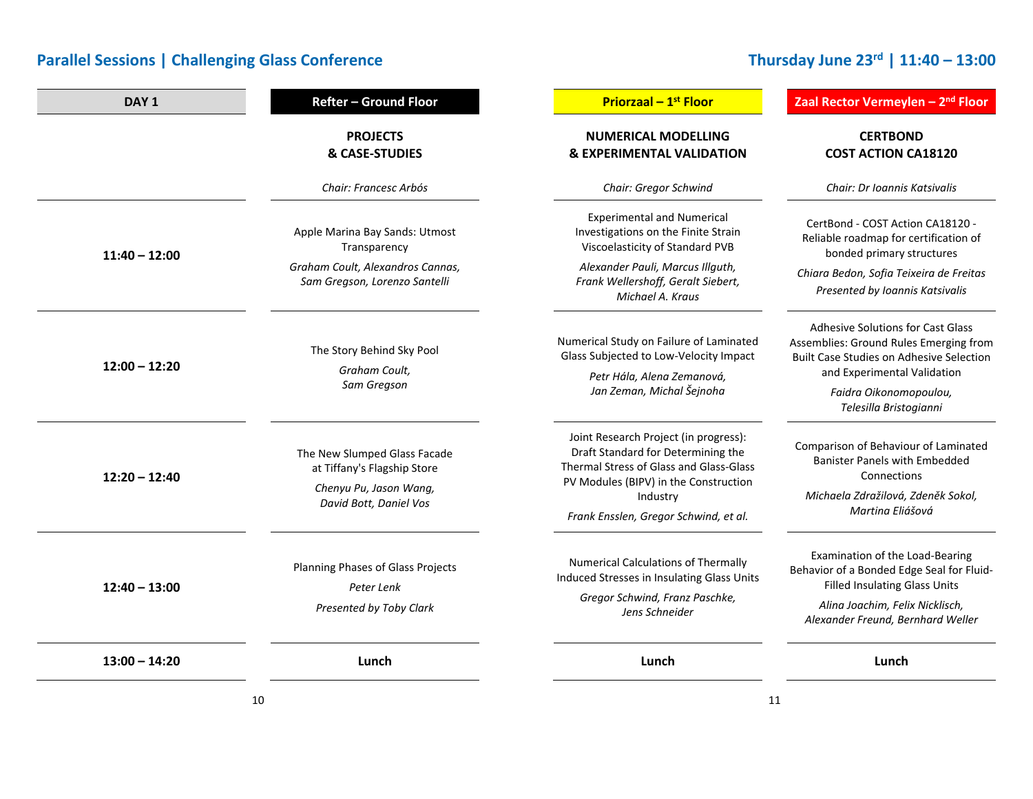# Parallel Sessions | Challenging Glass Conference

## Thursday June 23rd | 11:40 – 13:00

| DAY 1 | Refter – Ground Floor | Priorzaal – 1st Floor | Zaal Rector Vermeylen – 2nd Floor |
|---|---|---|---|
| | **PROJECTS & CASE-STUDIES**<br>*Chair: Francesc Arbós* | **NUMERICAL MODELLING & EXPERIMENTAL VALIDATION**<br>*Chair: Gregor Schwind* | **CERTBOND COST ACTION CA18120**<br>*Chair: Dr Ioannis Katsivalis* |
| **11:40 – 12:00** | Apple Marina Bay Sands: Utmost Transparency<br>*Graham Coult, Alexandros Cannas, Sam Gregson, Lorenzo Santelli* | Experimental and Numerical Investigations on the Finite Strain Viscoelasticity of Standard PVB<br>*Alexander Pauli, Marcus Illguth, Frank Wellershoff, Geralt Siebert, Michael A. Kraus* | CertBond - COST Action CA18120 - Reliable roadmap for certification of bonded primary structures<br>*Chiara Bedon, Sofia Teixeira de Freitas*<br>*Presented by Ioannis Katsivalis* |
| **12:00 – 12:20** | The Story Behind Sky Pool<br>*Graham Coult, Sam Gregson* | Numerical Study on Failure of Laminated Glass Subjected to Low-Velocity Impact<br>*Petr Hála, Alena Zemanová, Jan Zeman, Michal Šejnoha* | Adhesive Solutions for Cast Glass Assemblies: Ground Rules Emerging from Built Case Studies on Adhesive Selection and Experimental Validation<br>*Faidra Oikonomopoulou, Telesilla Bristogianni* |
| **12:20 – 12:40** | The New Slumped Glass Facade at Tiffany's Flagship Store<br>*Chenyu Pu, Jason Wang, David Bott, Daniel Vos* | Joint Research Project (in progress): Draft Standard for Determining the Thermal Stress of Glass and Glass-Glass PV Modules (BIPV) in the Construction Industry<br>*Frank Ensslen, Gregor Schwind, et al.* | Comparison of Behaviour of Laminated Banister Panels with Embedded Connections<br>*Michaela Zdražilová, Zdeněk Sokol, Martina Eliášová* |
| **12:40 – 13:00** | Planning Phases of Glass Projects<br>*Peter Lenk*<br>*Presented by Toby Clark* | Numerical Calculations of Thermally Induced Stresses in Insulating Glass Units<br>*Gregor Schwind, Franz Paschke, Jens Schneider* | Examination of the Load-Bearing Behavior of a Bonded Edge Seal for Fluid-Filled Insulating Glass Units<br>*Alina Joachim, Felix Nicklisch, Alexander Freund, Bernhard Weller* |
| **13:00 – 14:20** | **Lunch** | **Lunch** | **Lunch** |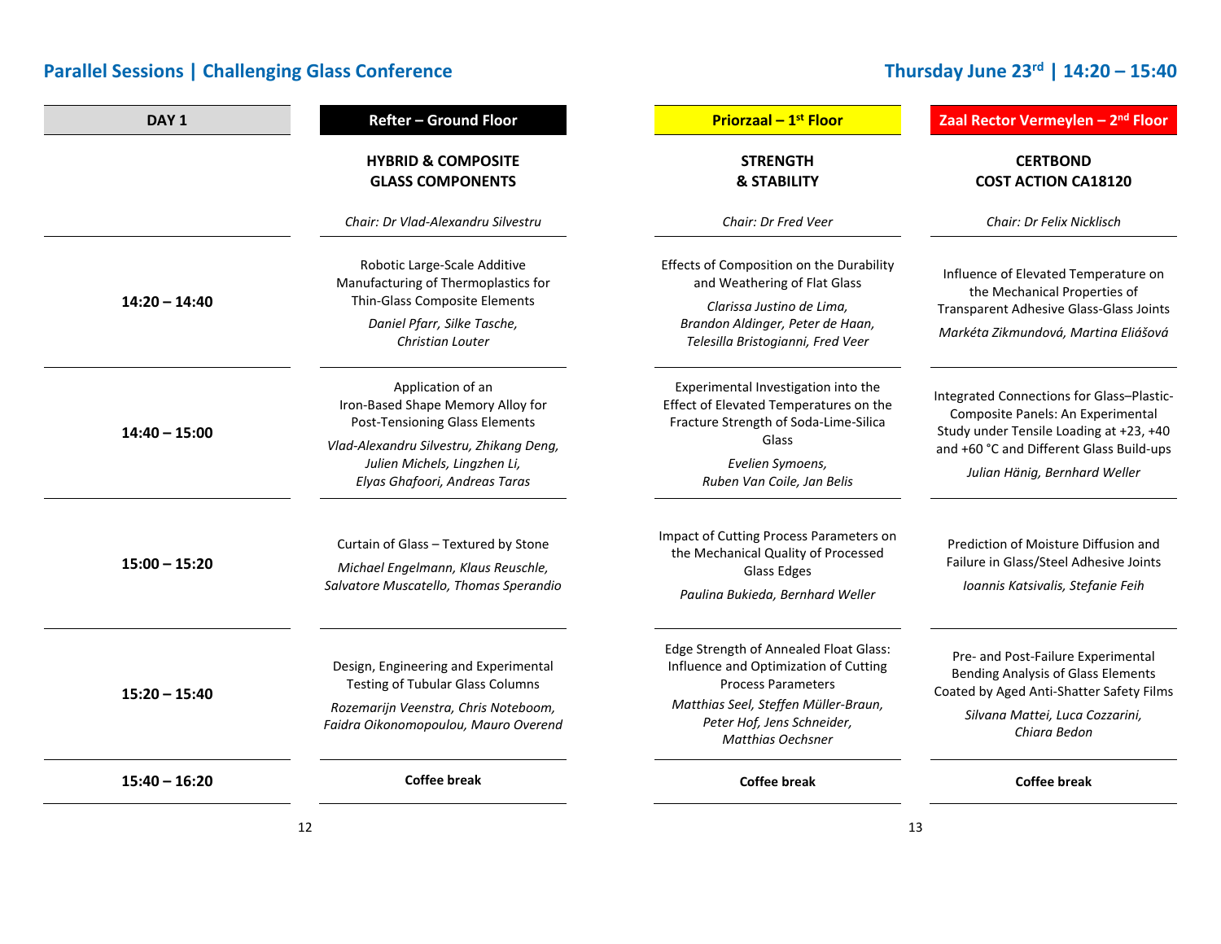## Parallel Sessions | Challenging Glass Conference

## Thursday June 23rd | 14:20 – 15:40

| DAY 1 | Refter – Ground Floor | Priorzaal – 1st Floor | Zaal Rector Vermeylen – 2nd Floor |
|---|---|---|---|
| | **HYBRID & COMPOSITE GLASS COMPONENTS**<br>*Chair: Dr Vlad-Alexandru Silvestru* | **STRENGTH & STABILITY**<br>*Chair: Dr Fred Veer* | **CERTBOND COST ACTION CA18120**<br>*Chair: Dr Felix Nicklisch* |
| **14:20 – 14:40** | Robotic Large-Scale Additive Manufacturing of Thermoplastics for Thin-Glass Composite Elements<br>*Daniel Pfarr, Silke Tasche, Christian Louter* | Effects of Composition on the Durability and Weathering of Flat Glass<br>*Clarissa Justino de Lima, Brandon Aldinger, Peter de Haan, Telesilla Bristogianni, Fred Veer* | Influence of Elevated Temperature on the Mechanical Properties of Transparent Adhesive Glass-Glass Joints<br>*Markéta Zikmundová, Martina Eliášová* |
| **14:40 – 15:00** | Application of an Iron-Based Shape Memory Alloy for Post-Tensioning Glass Elements<br>*Vlad-Alexandru Silvestru, Zhikang Deng, Julien Michels, Lingzhen Li, Elyas Ghafoori, Andreas Taras* | Experimental Investigation into the Effect of Elevated Temperatures on the Fracture Strength of Soda-Lime-Silica Glass<br>*Evelien Symoens, Ruben Van Coile, Jan Belis* | Integrated Connections for Glass–Plastic-Composite Panels: An Experimental Study under Tensile Loading at +23, +40 and +60 °C and Different Glass Build-ups<br>*Julian Hänig, Bernhard Weller* |
| **15:00 – 15:20** | Curtain of Glass – Textured by Stone<br>*Michael Engelmann, Klaus Reuschle, Salvatore Muscatello, Thomas Sperandio* | Impact of Cutting Process Parameters on the Mechanical Quality of Processed Glass Edges<br>*Paulina Bukieda, Bernhard Weller* | Prediction of Moisture Diffusion and Failure in Glass/Steel Adhesive Joints<br>*Ioannis Katsivalis, Stefanie Feih* |
| **15:20 – 15:40** | Design, Engineering and Experimental Testing of Tubular Glass Columns<br>*Rozemarijn Veenstra, Chris Noteboom, Faidra Oikonomopoulou, Mauro Overend* | Edge Strength of Annealed Float Glass: Influence and Optimization of Cutting Process Parameters<br>*Matthias Seel, Steffen Müller-Braun, Peter Hof, Jens Schneider, Matthias Oechsner* | Pre- and Post-Failure Experimental Bending Analysis of Glass Elements Coated by Aged Anti-Shatter Safety Films<br>*Silvana Mattei, Luca Cozzarini, Chiara Bedon* |
| **15:40 – 16:20** | **Coffee break** | **Coffee break** | **Coffee break** |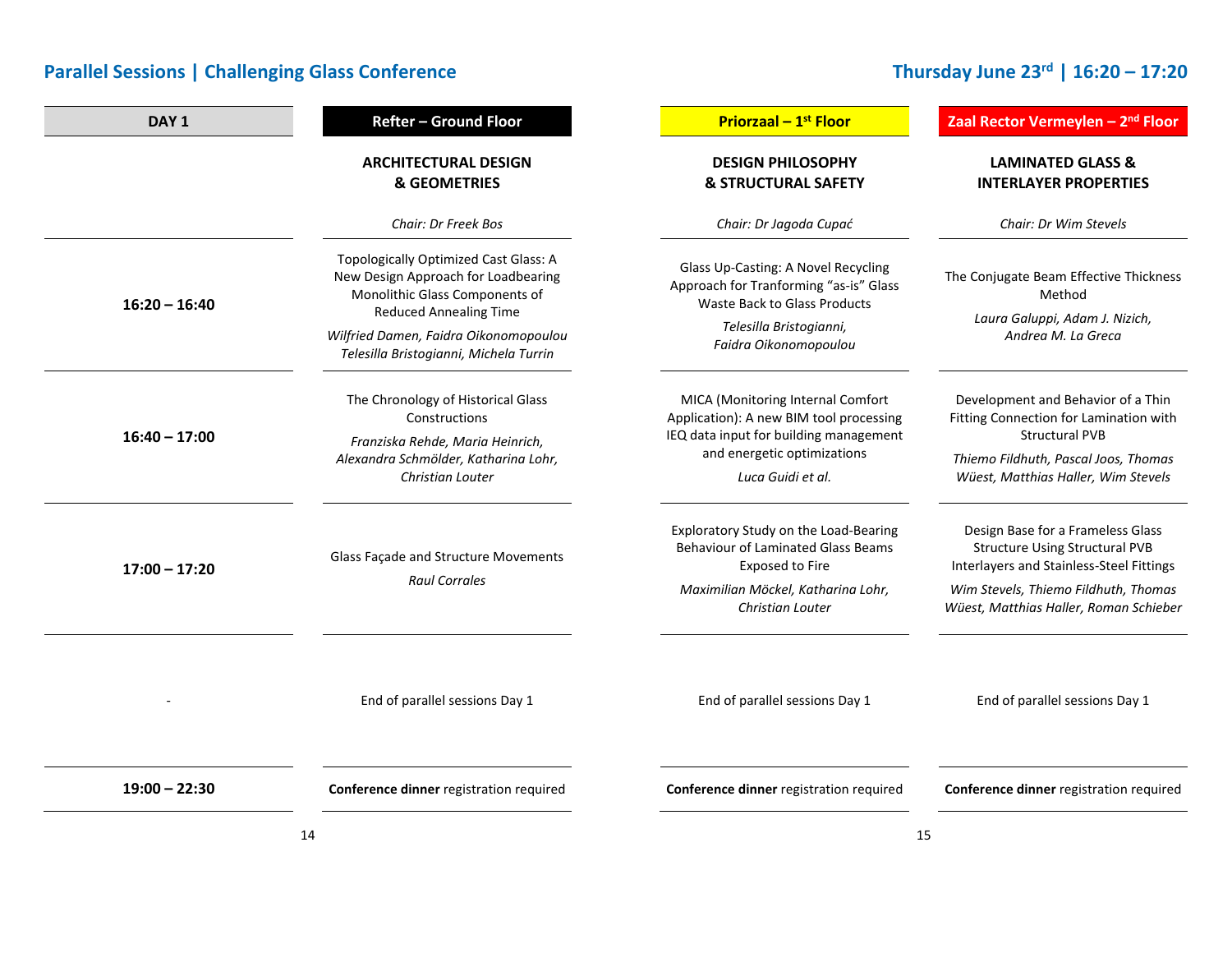## Parallel Sessions | Challenging Glass Conference

## Thursday June 23rd | 16:20 – 17:20

| DAY 1 | Refter – Ground Floor | Priorzaal – 1st Floor | Zaal Rector Vermeylen – 2nd Floor |
|---|---|---|---|
| | **ARCHITECTURAL DESIGN & GEOMETRIES** | **DESIGN PHILOSOPHY & STRUCTURAL SAFETY** | **LAMINATED GLASS & INTERLAYER PROPERTIES** |
| | *Chair: Dr Freek Bos* | *Chair: Dr Jagoda Cupać* | *Chair: Dr Wim Stevels* |
| **16:20 – 16:40** | Topologically Optimized Cast Glass: A New Design Approach for Loadbearing Monolithic Glass Components of Reduced Annealing Time *Wilfried Damen, Faidra Oikonomopoulou Telesilla Bristogianni, Michela Turrin* | Glass Up-Casting: A Novel Recycling Approach for Tranforming "as-is" Glass Waste Back to Glass Products *Telesilla Bristogianni, Faidra Oikonomopoulou* | The Conjugate Beam Effective Thickness Method *Laura Galuppi, Adam J. Nizich, Andrea M. La Greca* |
| **16:40 – 17:00** | The Chronology of Historical Glass Constructions *Franziska Rehde, Maria Heinrich, Alexandra Schmölder, Katharina Lohr, Christian Louter* | MICA (Monitoring Internal Comfort Application): A new BIM tool processing IEQ data input for building management and energetic optimizations *Luca Guidi et al.* | Development and Behavior of a Thin Fitting Connection for Lamination with Structural PVB *Thiemo Fildhuth, Pascal Joos, Thomas Wüest, Matthias Haller, Wim Stevels* |
| **17:00 – 17:20** | Glass Façade and Structure Movements *Raul Corrales* | Exploratory Study on the Load-Bearing Behaviour of Laminated Glass Beams Exposed to Fire *Maximilian Möckel, Katharina Lohr, Christian Louter* | Design Base for a Frameless Glass Structure Using Structural PVB Interlayers and Stainless-Steel Fittings *Wim Stevels, Thiemo Fildhuth, Thomas Wüest, Matthias Haller, Roman Schieber* |
| - | End of parallel sessions Day 1 | End of parallel sessions Day 1 | End of parallel sessions Day 1 |
| **19:00 – 22:30** | **Conference dinner** registration required | **Conference dinner** registration required | **Conference dinner** registration required |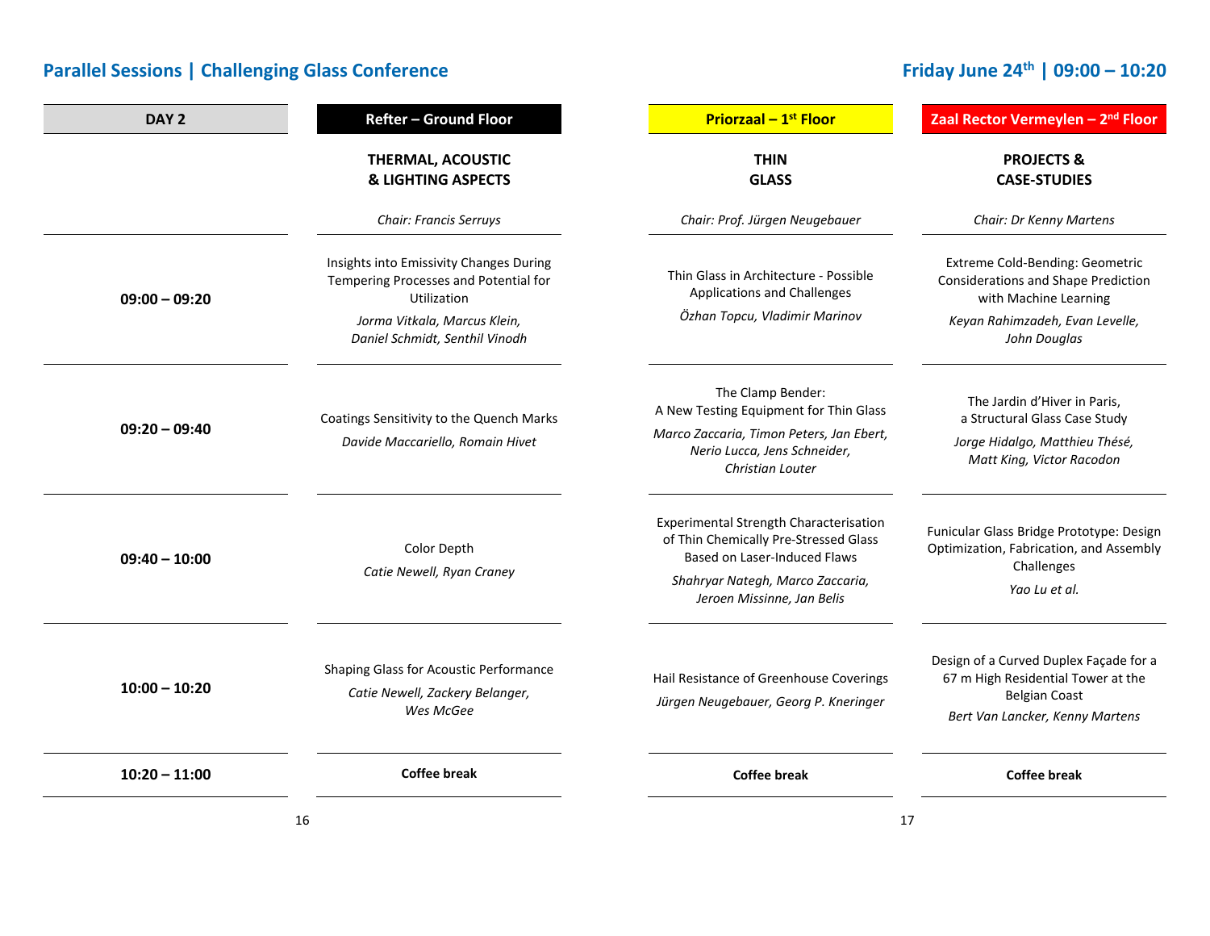## Parallel Sessions | Challenging Glass Conference

## Friday June 24th | 09:00 – 10:20

| DAY 2 | Refter – Ground Floor | Priorzaal – 1st Floor | Zaal Rector Vermeylen – 2nd Floor |
|---|---|---|---|
| | **THERMAL, ACOUSTIC & LIGHTING ASPECTS**<br>*Chair: Francis Serruys* | **THIN GLASS**<br>*Chair: Prof. Jürgen Neugebauer* | **PROJECTS & CASE-STUDIES**<br>*Chair: Dr Kenny Martens* |
| **09:00 – 09:20** | Insights into Emissivity Changes During Tempering Processes and Potential for Utilization<br>*Jorma Vitkala, Marcus Klein, Daniel Schmidt, Senthil Vinodh* | Thin Glass in Architecture - Possible Applications and Challenges<br>*Özhan Topcu, Vladimir Marinov* | Extreme Cold-Bending: Geometric Considerations and Shape Prediction with Machine Learning<br>*Keyan Rahimzadeh, Evan Levelle, John Douglas* |
| **09:20 – 09:40** | Coatings Sensitivity to the Quench Marks<br>*Davide Maccariello, Romain Hivet* | The Clamp Bender: A New Testing Equipment for Thin Glass<br>*Marco Zaccaria, Timon Peters, Jan Ebert, Nerio Lucca, Jens Schneider, Christian Louter* | The Jardin d'Hiver in Paris, a Structural Glass Case Study<br>*Jorge Hidalgo, Matthieu Thésé, Matt King, Victor Racodon* |
| **09:40 – 10:00** | Color Depth<br>*Catie Newell, Ryan Craney* | Experimental Strength Characterisation of Thin Chemically Pre-Stressed Glass Based on Laser-Induced Flaws<br>*Shahryar Nategh, Marco Zaccaria, Jeroen Missinne, Jan Belis* | Funicular Glass Bridge Prototype: Design Optimization, Fabrication, and Assembly Challenges<br>*Yao Lu et al.* |
| **10:00 – 10:20** | Shaping Glass for Acoustic Performance<br>*Catie Newell, Zackery Belanger, Wes McGee* | Hail Resistance of Greenhouse Coverings<br>*Jürgen Neugebauer, Georg P. Kneringer* | Design of a Curved Duplex Façade for a 67 m High Residential Tower at the Belgian Coast<br>*Bert Van Lancker, Kenny Martens* |
| **10:20 – 11:00** | **Coffee break** | **Coffee break** | **Coffee break** |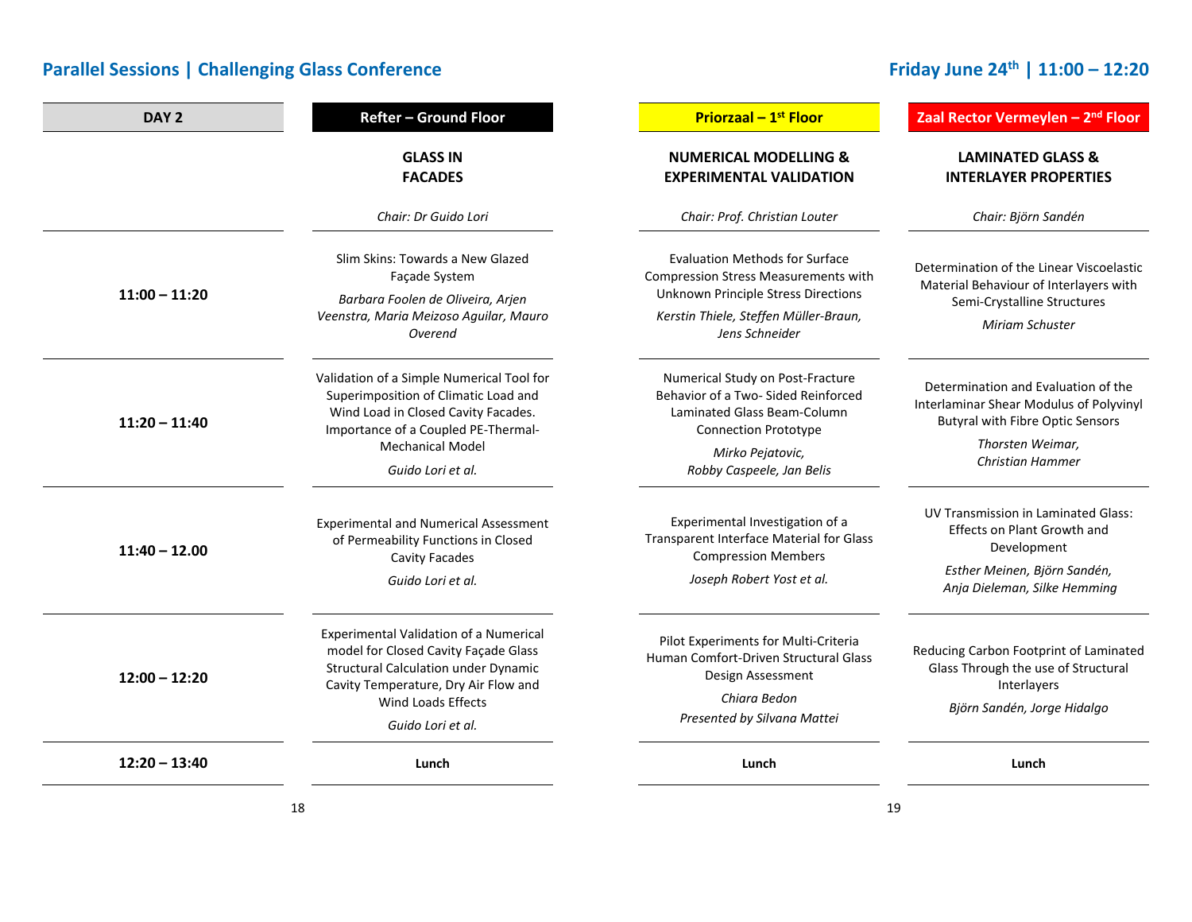## Parallel Sessions | Challenging Glass Conference

## Friday June 24th | 11:00 – 12:20

| DAY 2 | Refter – Ground Floor | Priorzaal – 1st Floor | Zaal Rector Vermeylen – 2nd Floor |
|---|---|---|---|
| | **GLASS IN FACADES**<br>*Chair: Dr Guido Lori* | **NUMERICAL MODELLING & EXPERIMENTAL VALIDATION**<br>*Chair: Prof. Christian Louter* | **LAMINATED GLASS & INTERLAYER PROPERTIES**<br>*Chair: Björn Sandén* |
| **11:00 – 11:20** | Slim Skins: Towards a New Glazed Façade System<br>*Barbara Foolen de Oliveira, Arjen Veenstra, Maria Meizoso Aguilar, Mauro Overend* | Evaluation Methods for Surface Compression Stress Measurements with Unknown Principle Stress Directions<br>*Kerstin Thiele, Steffen Müller-Braun, Jens Schneider* | Determination of the Linear Viscoelastic Material Behaviour of Interlayers with Semi-Crystalline Structures<br>*Miriam Schuster* |
| **11:20 – 11:40** | Validation of a Simple Numerical Tool for Superimposition of Climatic Load and Wind Load in Closed Cavity Facades. Importance of a Coupled PE-Thermal-Mechanical Model<br>*Guido Lori et al.* | Numerical Study on Post-Fracture Behavior of a Two- Sided Reinforced Laminated Glass Beam-Column Connection Prototype<br>*Mirko Pejatovic, Robby Caspeele, Jan Belis* | Determination and Evaluation of the Interlaminar Shear Modulus of Polyvinyl Butyral with Fibre Optic Sensors<br>*Thorsten Weimar, Christian Hammer* |
| **11:40 – 12.00** | Experimental and Numerical Assessment of Permeability Functions in Closed Cavity Facades<br>*Guido Lori et al.* | Experimental Investigation of a Transparent Interface Material for Glass Compression Members<br>*Joseph Robert Yost et al.* | UV Transmission in Laminated Glass: Effects on Plant Growth and Development<br>*Esther Meinen, Björn Sandén, Anja Dieleman, Silke Hemming* |
| **12:00 – 12:20** | Experimental Validation of a Numerical model for Closed Cavity Façade Glass Structural Calculation under Dynamic Cavity Temperature, Dry Air Flow and Wind Loads Effects<br>*Guido Lori et al.* | Pilot Experiments for Multi-Criteria Human Comfort-Driven Structural Glass Design Assessment<br>*Chiara Bedon*<br>*Presented by Silvana Mattei* | Reducing Carbon Footprint of Laminated Glass Through the use of Structural Interlayers<br>*Björn Sandén, Jorge Hidalgo* |
| **12:20 – 13:40** | **Lunch** | **Lunch** | **Lunch** |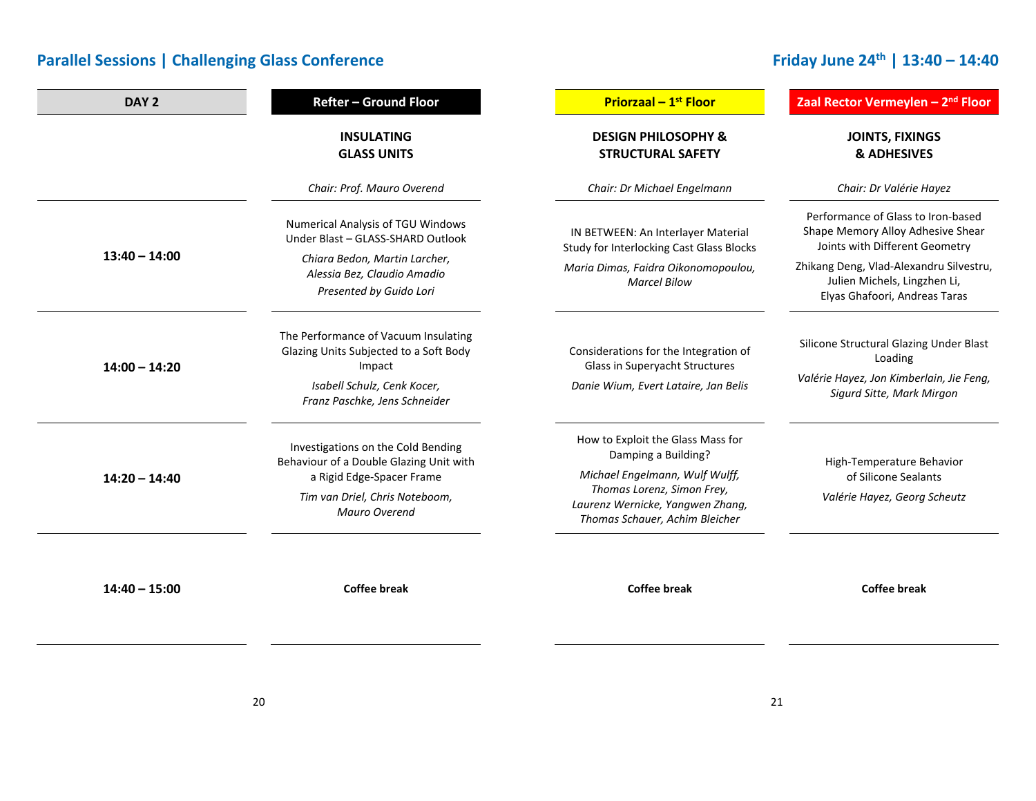## Parallel Sessions | Challenging Glass Conference

## Friday June 24th | 13:40 – 14:40

| DAY 2 | Refter – Ground Floor | Priorzaal – 1st Floor | Zaal Rector Vermeylen – 2nd Floor |
|---|---|---|---|
| | **INSULATING GLASS UNITS**<br><br>*Chair: Prof. Mauro Overend* | **DESIGN PHILOSOPHY & STRUCTURAL SAFETY**<br><br>*Chair: Dr Michael Engelmann* | **JOINTS, FIXINGS & ADHESIVES**<br><br>*Chair: Dr Valérie Hayez* |
| **13:40 – 14:00** | Numerical Analysis of TGU Windows Under Blast – GLASS-SHARD Outlook<br>*Chiara Bedon, Martin Larcher, Alessia Bez, Claudio Amadio*<br>*Presented by Guido Lori* | IN BETWEEN: An Interlayer Material Study for Interlocking Cast Glass Blocks<br>*Maria Dimas, Faidra Oikonomopoulou, Marcel Bilow* | Performance of Glass to Iron-based Shape Memory Alloy Adhesive Shear Joints with Different Geometry<br>Zhikang Deng, Vlad-Alexandru Silvestru, Julien Michels, Lingzhen Li, Elyas Ghafoori, Andreas Taras |
| **14:00 – 14:20** | The Performance of Vacuum Insulating Glazing Units Subjected to a Soft Body Impact<br>*Isabell Schulz, Cenk Kocer, Franz Paschke, Jens Schneider* | Considerations for the Integration of Glass in Superyacht Structures<br>*Danie Wium, Evert Lataire, Jan Belis* | Silicone Structural Glazing Under Blast Loading<br>*Valérie Hayez, Jon Kimberlain, Jie Feng, Sigurd Sitte, Mark Mirgon* |
| **14:20 – 14:40** | Investigations on the Cold Bending Behaviour of a Double Glazing Unit with a Rigid Edge-Spacer Frame<br>*Tim van Driel, Chris Noteboom, Mauro Overend* | How to Exploit the Glass Mass for Damping a Building?<br>*Michael Engelmann, Wulf Wulff, Thomas Lorenz, Simon Frey, Laurenz Wernicke, Yangwen Zhang, Thomas Schauer, Achim Bleicher* | High-Temperature Behavior of Silicone Sealants<br>*Valérie Hayez, Georg Scheutz* |
| **14:40 – 15:00** | **Coffee break** | **Coffee break** | **Coffee break** |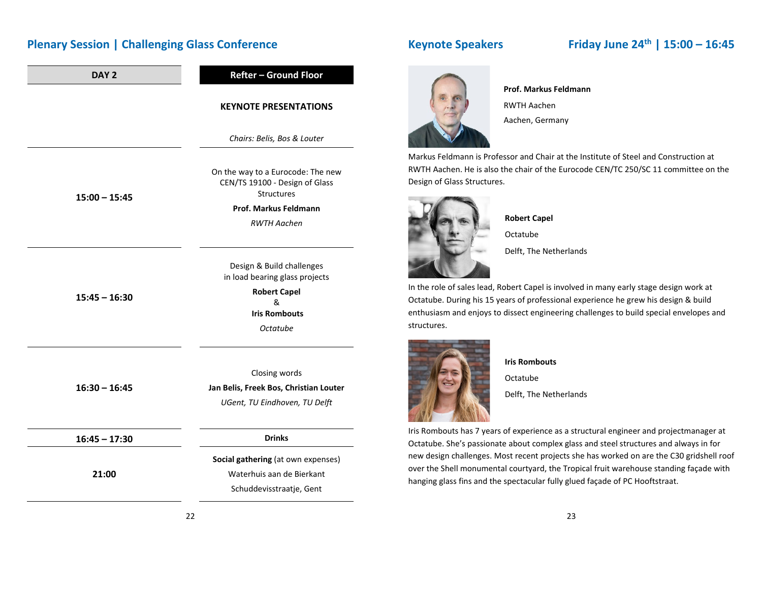## Plenary Session | Challenging Glass Conference

| DAY 2 | Refter – Ground Floor |
| --- | --- |
| | **KEYNOTE PRESENTATIONS**<br>*Chairs: Belis, Bos & Louter* |
| **15:00 – 15:45** | On the way to a Eurocode: The new CEN/TS 19100 - Design of Glass Structures<br>**Prof. Markus Feldmann**<br>*RWTH Aachen* |
| **15:45 – 16:30** | Design & Build challenges in load bearing glass projects<br>**Robert Capel**<br>&<br>**Iris Rombouts**<br>*Octatube* |
| **16:30 – 16:45** | Closing words<br>**Jan Belis, Freek Bos, Christian Louter**<br>*UGent, TU Eindhoven, TU Delft* |
| **16:45 – 17:30** | **Drinks** |
| **21:00** | **Social gathering** (at own expenses)<br>Waterhuis aan de Bierkant<br>Schuddevisstraatje, Gent |

## Keynote Speakers

### Friday June 24th | 15:00 – 16:45

**Prof. Markus Feldmann**
RWTH Aachen
Aachen, Germany

Markus Feldmann is Professor and Chair at the Institute of Steel and Construction at RWTH Aachen. He is also the chair of the Eurocode CEN/TC 250/SC 11 committee on the Design of Glass Structures.

**Robert Capel**
Octatube
Delft, The Netherlands

In the role of sales lead, Robert Capel is involved in many early stage design work at Octatube. During his 15 years of professional experience he grew his design & build enthusiasm and enjoys to dissect engineering challenges to build special envelopes and structures.

**Iris Rombouts**
Octatube
Delft, The Netherlands

Iris Rombouts has 7 years of experience as a structural engineer and projectmanager at Octatube. She's passionate about complex glass and steel structures and always in for new design challenges. Most recent projects she has worked on are the C30 gridshell roof over the Shell monumental courtyard, the Tropical fruit warehouse standing façade with hanging glass fins and the spectacular fully glued façade of PC Hooftstraat.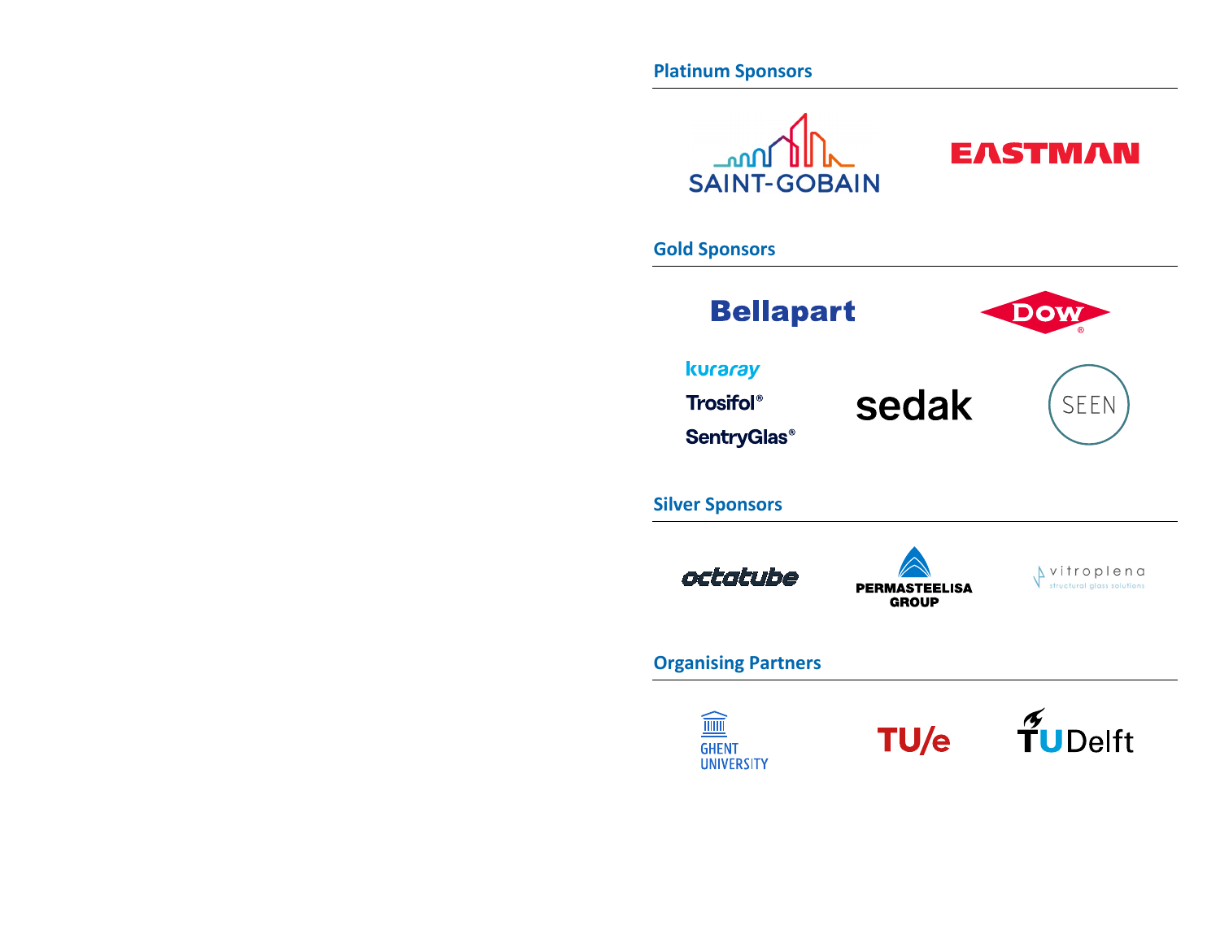## Platinum Sponsors

SAINT-GOBAIN

EASTMAN

## Gold Sponsors

Bellapart

DOW

kuraray

Trosifol®

SentryGlas®

sedak

SEEN

## Silver Sponsors

octatube

PERMASTEELISA GROUP

vitroplena structural glass solutions

## Organising Partners

GHENT UNIVERSITY

TU/e

TU Delft